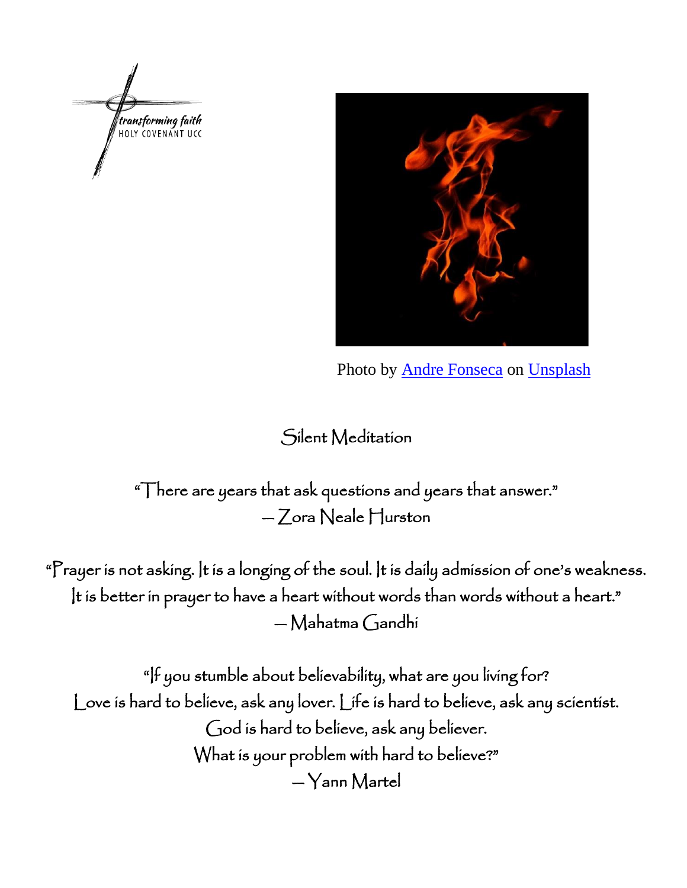transforming faith
HOLY COVENANT UCC

Photo by [Andre Fonseca](#) on [Unsplash](#)

# Silent Meditation

"There are years that ask questions and years that answer."
— Zora Neale Hurston

"Prayer is not asking. It is a longing of the soul. It is daily admission of one's weakness.
It is better in prayer to have a heart without words than words without a heart."
— Mahatma Gandhi

"If you stumble about believability, what are you living for?
Love is hard to believe, ask any lover. Life is hard to believe, ask any scientist.
God is hard to believe, ask any believer.
What is your problem with hard to believe?"
— Yann Martel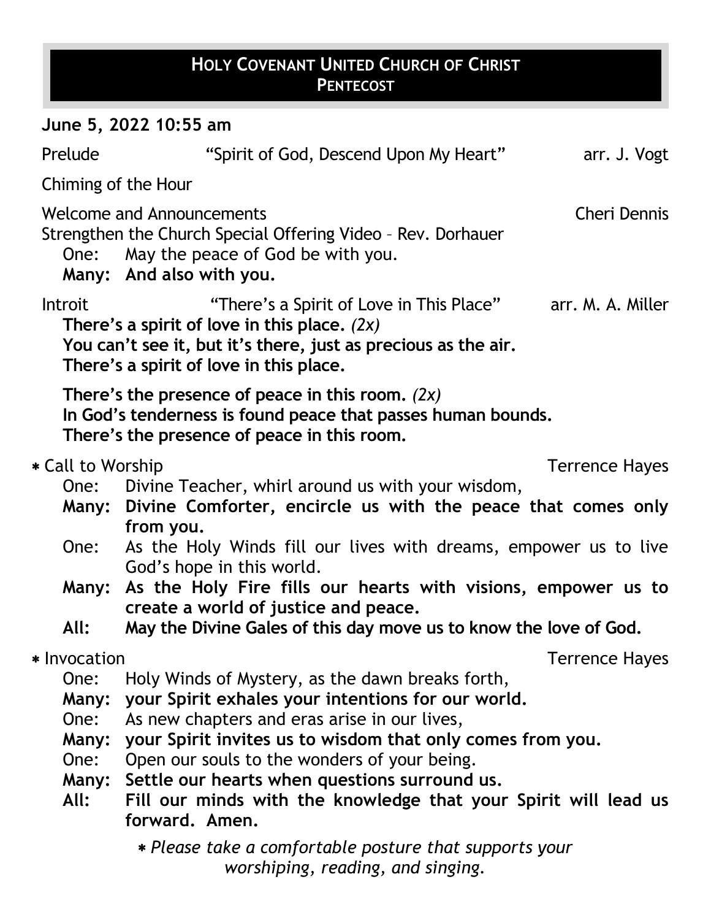# HOLY COVENANT UNITED CHURCH OF CHRIST
## PENTECOST

**June 5, 2022 10:55 am**

Prelude "Spirit of God, Descend Upon My Heart" arr. J. Vogt

Chiming of the Hour

Welcome and Announcements Cheri Dennis

Strengthen the Church Special Offering Video – Rev. Dorhauer

One: May the peace of God be with you.
**Many: And also with you.**

Introit "There's a Spirit of Love in This Place" arr. M. A. Miller

**There's a spirit of love in this place.** *(2x)*
**You can't see it, but it's there, just as precious as the air.**
**There's a spirit of love in this place.**

**There's the presence of peace in this room.** *(2x)*
**In God's tenderness is found peace that passes human bounds.**
**There's the presence of peace in this room.**

* Call to Worship Terrence Hayes

One: Divine Teacher, whirl around us with your wisdom,
**Many: Divine Comforter, encircle us with the peace that comes only from you.**
One: As the Holy Winds fill our lives with dreams, empower us to live God's hope in this world.
**Many: As the Holy Fire fills our hearts with visions, empower us to create a world of justice and peace.**
**All: May the Divine Gales of this day move us to know the love of God.**

* Invocation Terrence Hayes

One: Holy Winds of Mystery, as the dawn breaks forth,
**Many: your Spirit exhales your intentions for our world.**
One: As new chapters and eras arise in our lives,
**Many: your Spirit invites us to wisdom that only comes from you.**
One: Open our souls to the wonders of your being.
**Many: Settle our hearts when questions surround us.**
**All: Fill our minds with the knowledge that your Spirit will lead us forward. Amen.**

* *Please take a comfortable posture that supports your worshiping, reading, and singing.*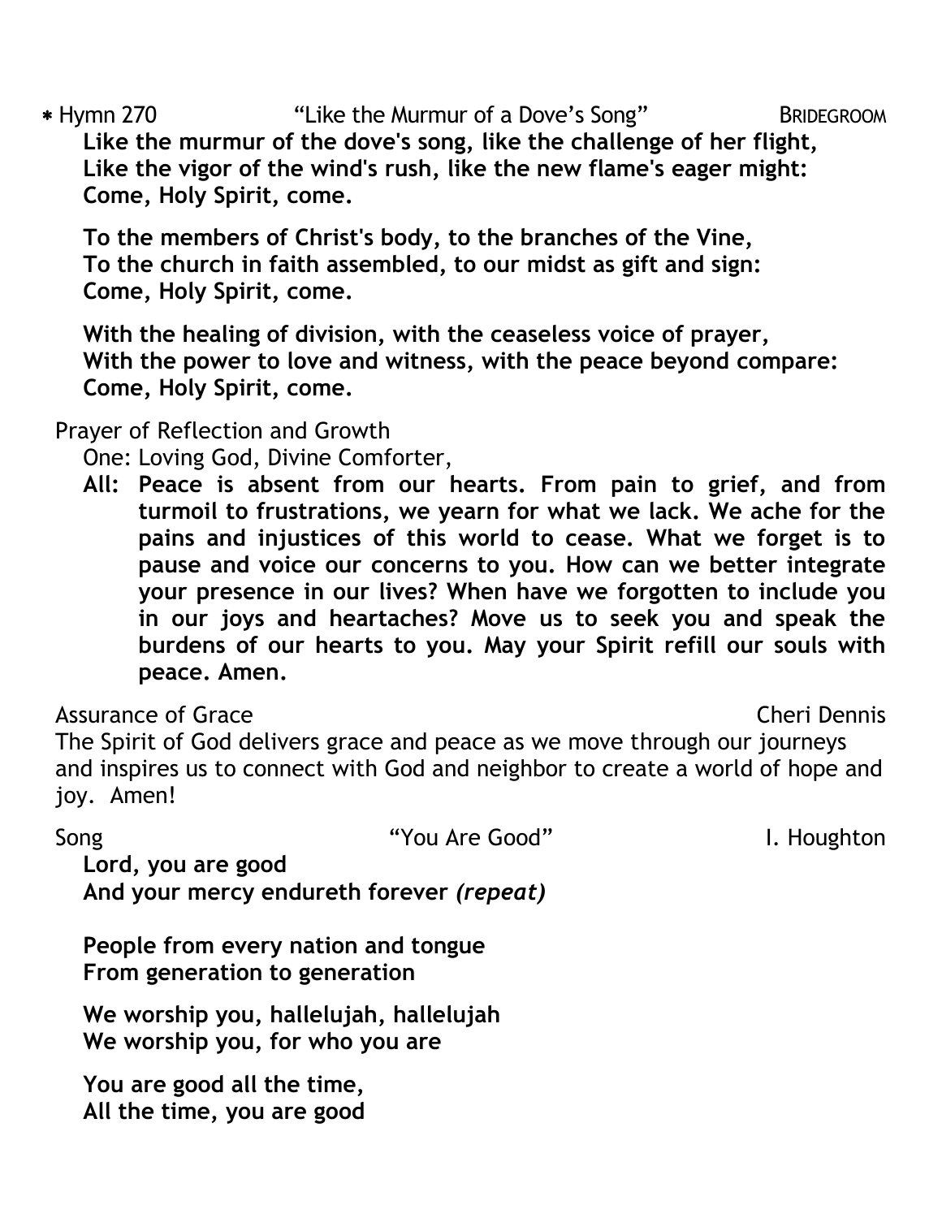\* Hymn 270 "Like the Murmur of a Dove's Song" BRIDEGROOM

**Like the murmur of the dove's song, like the challenge of her flight,**
**Like the vigor of the wind's rush, like the new flame's eager might:**
**Come, Holy Spirit, come.**

**To the members of Christ's body, to the branches of the Vine,**
**To the church in faith assembled, to our midst as gift and sign:**
**Come, Holy Spirit, come.**

**With the healing of division, with the ceaseless voice of prayer,**
**With the power to love and witness, with the peace beyond compare:**
**Come, Holy Spirit, come.**

Prayer of Reflection and Growth

One: Loving God, Divine Comforter,

**All: Peace is absent from our hearts. From pain to grief, and from turmoil to frustrations, we yearn for what we lack. We ache for the pains and injustices of this world to cease. What we forget is to pause and voice our concerns to you. How can we better integrate your presence in our lives? When have we forgotten to include you in our joys and heartaches? Move us to seek you and speak the burdens of our hearts to you. May your Spirit refill our souls with peace. Amen.**

Assurance of Grace Cheri Dennis

The Spirit of God delivers grace and peace as we move through our journeys and inspires us to connect with God and neighbor to create a world of hope and joy. Amen!

Song "You Are Good" I. Houghton

**Lord, you are good**
**And your mercy endureth forever** ***(repeat)***

**People from every nation and tongue**
**From generation to generation**

**We worship you, hallelujah, hallelujah**
**We worship you, for who you are**

**You are good all the time,**
**All the time, you are good**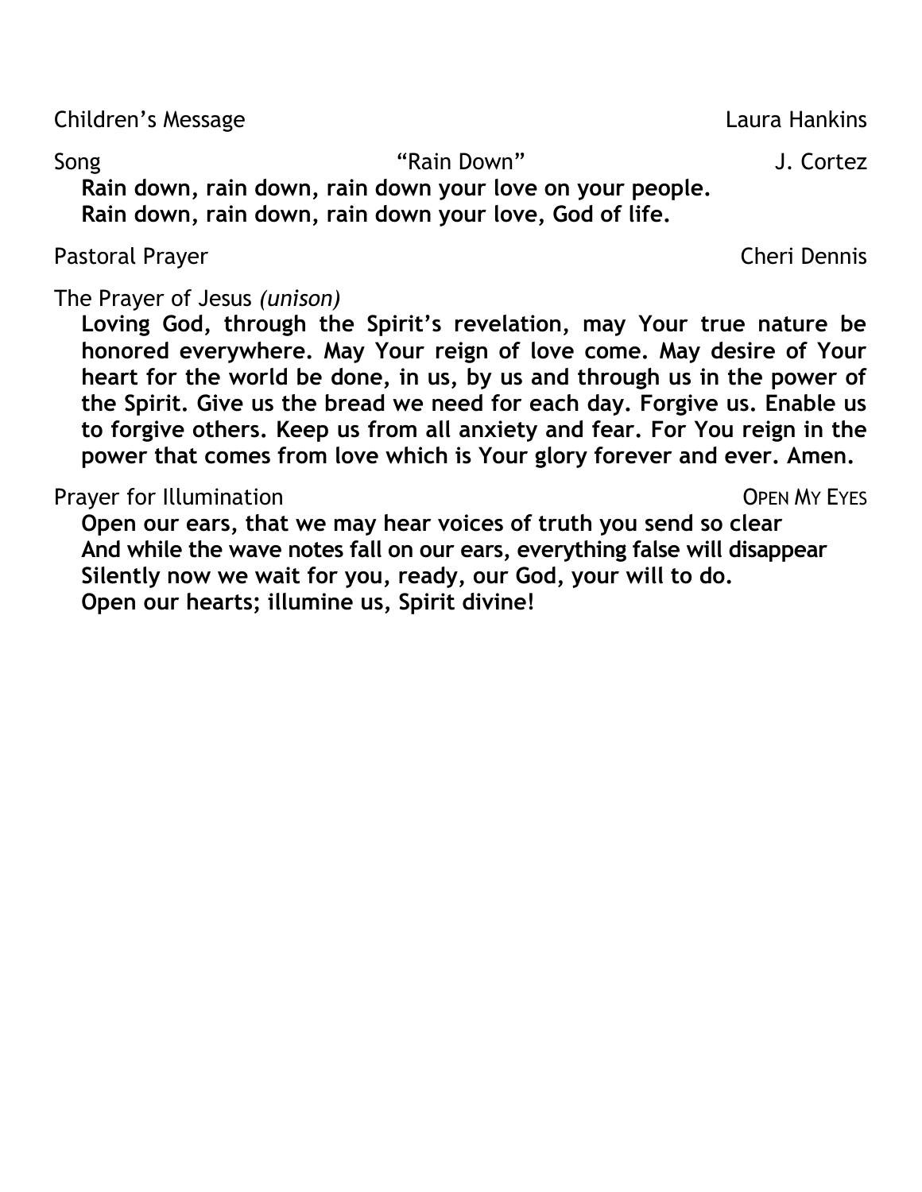Children's Message Laura Hankins

Song "Rain Down" J. Cortez

**Rain down, rain down, rain down your love on your people.**
**Rain down, rain down, rain down your love, God of life.**

Pastoral Prayer Cheri Dennis

The Prayer of Jesus *(unison)*

**Loving God, through the Spirit's revelation, may Your true nature be honored everywhere. May Your reign of love come. May desire of Your heart for the world be done, in us, by us and through us in the power of the Spirit. Give us the bread we need for each day. Forgive us. Enable us to forgive others. Keep us from all anxiety and fear. For You reign in the power that comes from love which is Your glory forever and ever. Amen.**

Prayer for Illumination OPEN MY EYES

**Open our ears, that we may hear voices of truth you send so clear**
**And while the wave notes fall on our ears, everything false will disappear**
**Silently now we wait for you, ready, our God, your will to do.**
**Open our hearts; illumine us, Spirit divine!**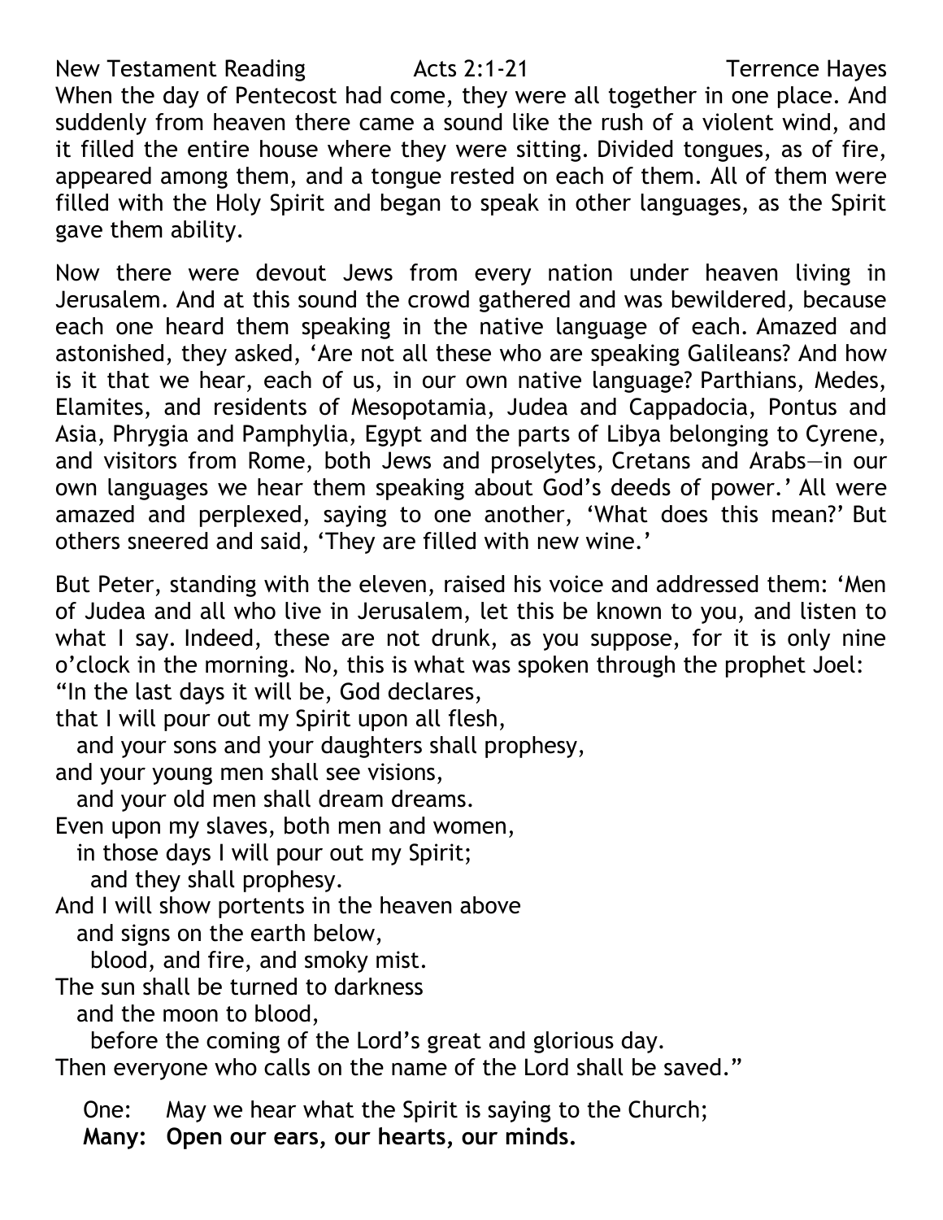New Testament Reading    Acts 2:1-21    Terrence Hayes

When the day of Pentecost had come, they were all together in one place. And suddenly from heaven there came a sound like the rush of a violent wind, and it filled the entire house where they were sitting. Divided tongues, as of fire, appeared among them, and a tongue rested on each of them. All of them were filled with the Holy Spirit and began to speak in other languages, as the Spirit gave them ability.

Now there were devout Jews from every nation under heaven living in Jerusalem. And at this sound the crowd gathered and was bewildered, because each one heard them speaking in the native language of each. Amazed and astonished, they asked, 'Are not all these who are speaking Galileans? And how is it that we hear, each of us, in our own native language? Parthians, Medes, Elamites, and residents of Mesopotamia, Judea and Cappadocia, Pontus and Asia, Phrygia and Pamphylia, Egypt and the parts of Libya belonging to Cyrene, and visitors from Rome, both Jews and proselytes, Cretans and Arabs—in our own languages we hear them speaking about God's deeds of power.' All were amazed and perplexed, saying to one another, 'What does this mean?' But others sneered and said, 'They are filled with new wine.'

But Peter, standing with the eleven, raised his voice and addressed them: 'Men of Judea and all who live in Jerusalem, let this be known to you, and listen to what I say. Indeed, these are not drunk, as you suppose, for it is only nine o'clock in the morning. No, this is what was spoken through the prophet Joel:
"In the last days it will be, God declares,
that I will pour out my Spirit upon all flesh,
  and your sons and your daughters shall prophesy,
and your young men shall see visions,
  and your old men shall dream dreams.
Even upon my slaves, both men and women,
  in those days I will pour out my Spirit;
    and they shall prophesy.
And I will show portents in the heaven above
  and signs on the earth below,
    blood, and fire, and smoky mist.
The sun shall be turned to darkness
  and the moon to blood,
    before the coming of the Lord's great and glorious day.
Then everyone who calls on the name of the Lord shall be saved."

One: May we hear what the Spirit is saying to the Church;
**Many: Open our ears, our hearts, our minds.**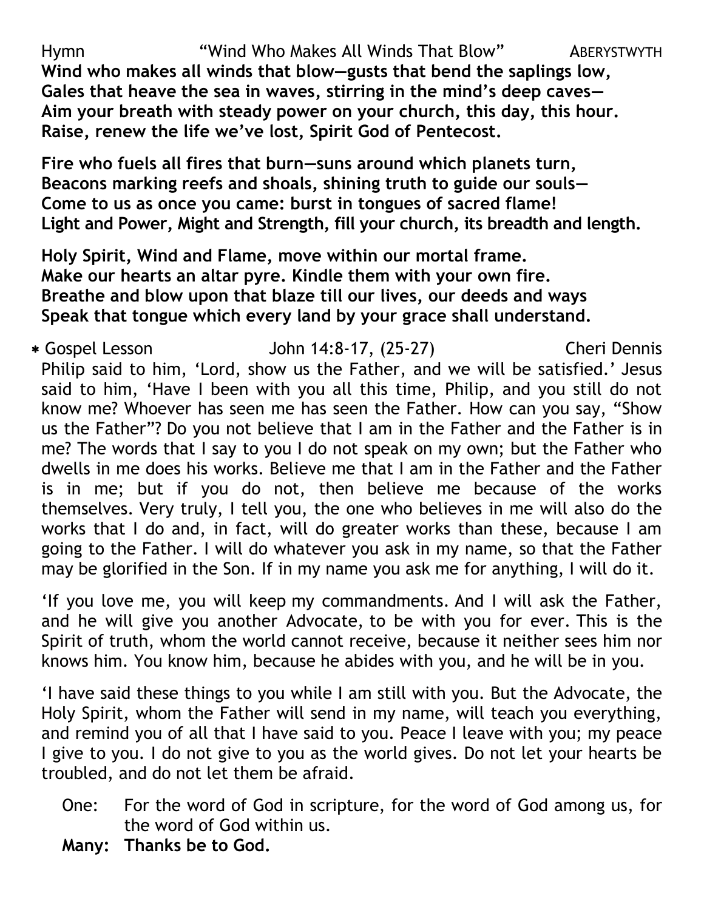Hymn "Wind Who Makes All Winds That Blow" ABERYSTWYTH

**Wind who makes all winds that blow—gusts that bend the saplings low,**
**Gales that heave the sea in waves, stirring in the mind's deep caves—**
**Aim your breath with steady power on your church, this day, this hour.**
**Raise, renew the life we've lost, Spirit God of Pentecost.**

**Fire who fuels all fires that burn—suns around which planets turn,**
**Beacons marking reefs and shoals, shining truth to guide our souls—**
**Come to us as once you came: burst in tongues of sacred flame!**
**Light and Power, Might and Strength, fill your church, its breadth and length.**

**Holy Spirit, Wind and Flame, move within our mortal frame.**
**Make our hearts an altar pyre. Kindle them with your own fire.**
**Breathe and blow upon that blaze till our lives, our deeds and ways**
**Speak that tongue which every land by your grace shall understand.**

* Gospel Lesson John 14:8-17, (25-27) Cheri Dennis

Philip said to him, 'Lord, show us the Father, and we will be satisfied.' Jesus said to him, 'Have I been with you all this time, Philip, and you still do not know me? Whoever has seen me has seen the Father. How can you say, "Show us the Father"? Do you not believe that I am in the Father and the Father is in me? The words that I say to you I do not speak on my own; but the Father who dwells in me does his works. Believe me that I am in the Father and the Father is in me; but if you do not, then believe me because of the works themselves. Very truly, I tell you, the one who believes in me will also do the works that I do and, in fact, will do greater works than these, because I am going to the Father. I will do whatever you ask in my name, so that the Father may be glorified in the Son. If in my name you ask me for anything, I will do it.

'If you love me, you will keep my commandments. And I will ask the Father, and he will give you another Advocate, to be with you for ever. This is the Spirit of truth, whom the world cannot receive, because it neither sees him nor knows him. You know him, because he abides with you, and he will be in you.

'I have said these things to you while I am still with you. But the Advocate, the Holy Spirit, whom the Father will send in my name, will teach you everything, and remind you of all that I have said to you. Peace I leave with you; my peace I give to you. I do not give to you as the world gives. Do not let your hearts be troubled, and do not let them be afraid.

One: For the word of God in scripture, for the word of God among us, for the word of God within us.
**Many: Thanks be to God.**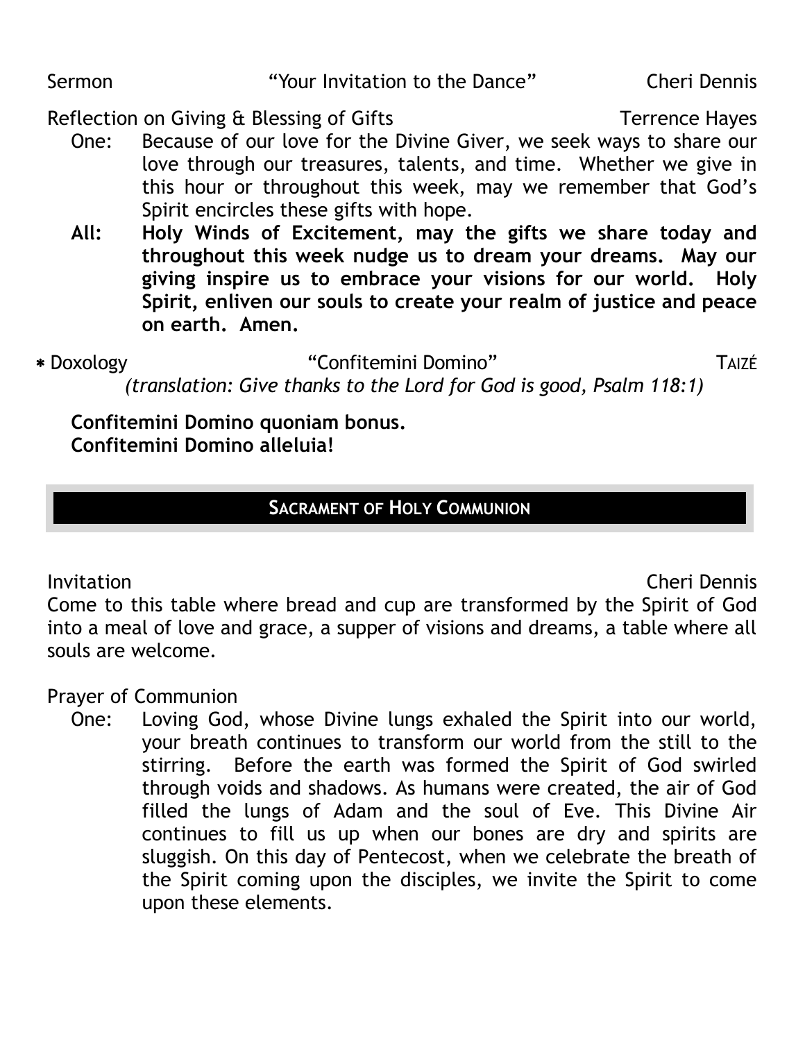Sermon "Your Invitation to the Dance" Cheri Dennis

Reflection on Giving & Blessing of Gifts Terrence Hayes

One: Because of our love for the Divine Giver, we seek ways to share our love through our treasures, talents, and time. Whether we give in this hour or throughout this week, may we remember that God's Spirit encircles these gifts with hope.

**All: Holy Winds of Excitement, may the gifts we share today and throughout this week nudge us to dream your dreams. May our giving inspire us to embrace your visions for our world. Holy Spirit, enliven our souls to create your realm of justice and peace on earth. Amen.**

* Doxology "Confitemini Domino" TAIZÉ

*(translation: Give thanks to the Lord for God is good, Psalm 118:1)*

**Confitemini Domino quoniam bonus.**
**Confitemini Domino alleluia!**

## SACRAMENT OF HOLY COMMUNION

Invitation Cheri Dennis

Come to this table where bread and cup are transformed by the Spirit of God into a meal of love and grace, a supper of visions and dreams, a table where all souls are welcome.

Prayer of Communion

One: Loving God, whose Divine lungs exhaled the Spirit into our world, your breath continues to transform our world from the still to the stirring. Before the earth was formed the Spirit of God swirled through voids and shadows. As humans were created, the air of God filled the lungs of Adam and the soul of Eve. This Divine Air continues to fill us up when our bones are dry and spirits are sluggish. On this day of Pentecost, when we celebrate the breath of the Spirit coming upon the disciples, we invite the Spirit to come upon these elements.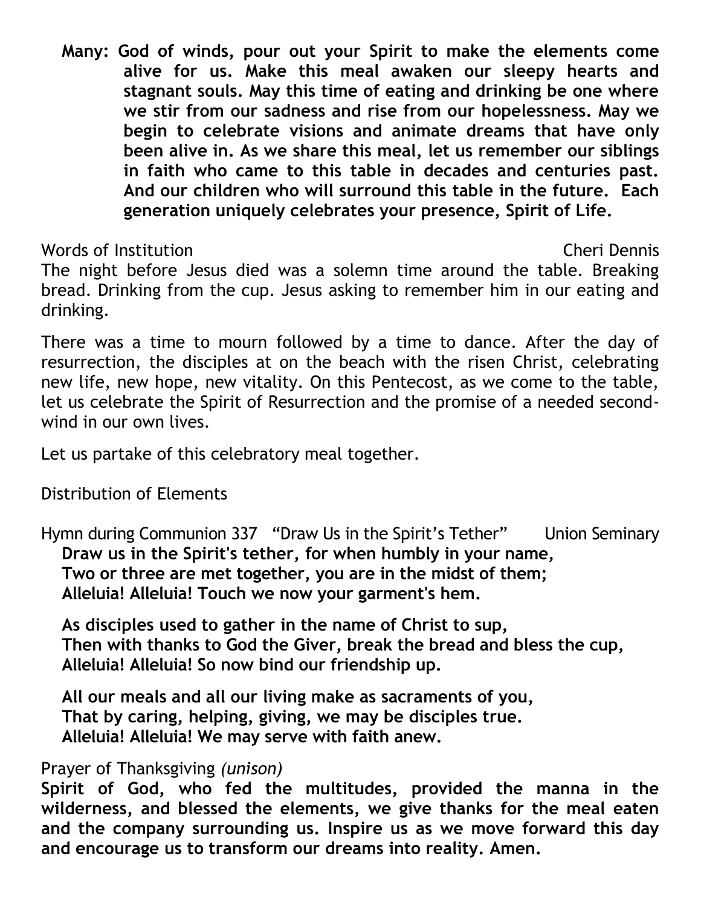**Many: God of winds, pour out your Spirit to make the elements come alive for us. Make this meal awaken our sleepy hearts and stagnant souls. May this time of eating and drinking be one where we stir from our sadness and rise from our hopelessness. May we begin to celebrate visions and animate dreams that have only been alive in. As we share this meal, let us remember our siblings in faith who came to this table in decades and centuries past. And our children who will surround this table in the future. Each generation uniquely celebrates your presence, Spirit of Life.**

Words of Institution Cheri Dennis

The night before Jesus died was a solemn time around the table. Breaking bread. Drinking from the cup. Jesus asking to remember him in our eating and drinking.

There was a time to mourn followed by a time to dance. After the day of resurrection, the disciples at on the beach with the risen Christ, celebrating new life, new hope, new vitality. On this Pentecost, as we come to the table, let us celebrate the Spirit of Resurrection and the promise of a needed second-wind in our own lives.

Let us partake of this celebratory meal together.

Distribution of Elements

Hymn during Communion 337 "Draw Us in the Spirit's Tether" Union Seminary

**Draw us in the Spirit's tether, for when humbly in your name,**
**Two or three are met together, you are in the midst of them;**
**Alleluia! Alleluia! Touch we now your garment's hem.**

**As disciples used to gather in the name of Christ to sup,**
**Then with thanks to God the Giver, break the bread and bless the cup,**
**Alleluia! Alleluia! So now bind our friendship up.**

**All our meals and all our living make as sacraments of you,**
**That by caring, helping, giving, we may be disciples true.**
**Alleluia! Alleluia! We may serve with faith anew.**

Prayer of Thanksgiving *(unison)*

**Spirit of God, who fed the multitudes, provided the manna in the wilderness, and blessed the elements, we give thanks for the meal eaten and the company surrounding us. Inspire us as we move forward this day and encourage us to transform our dreams into reality. Amen.**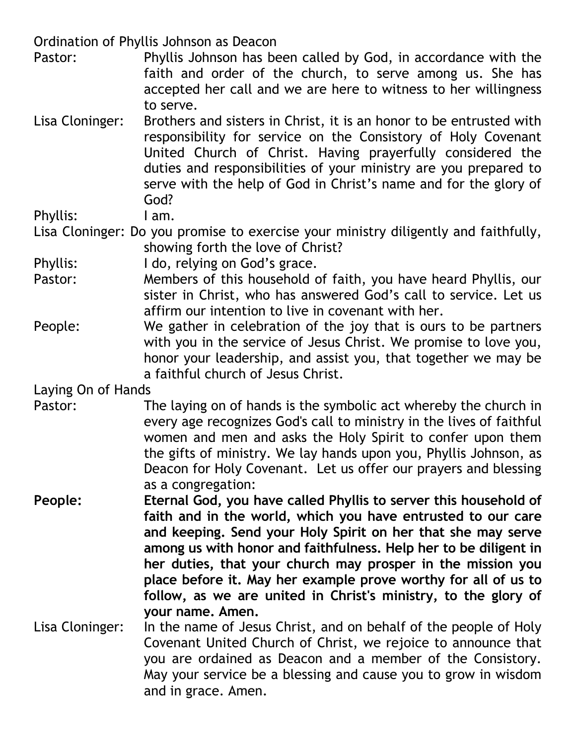Ordination of Phyllis Johnson as Deacon

Pastor: Phyllis Johnson has been called by God, in accordance with the faith and order of the church, to serve among us. She has accepted her call and we are here to witness to her willingness to serve.

Lisa Cloninger: Brothers and sisters in Christ, it is an honor to be entrusted with responsibility for service on the Consistory of Holy Covenant United Church of Christ. Having prayerfully considered the duties and responsibilities of your ministry are you prepared to serve with the help of God in Christ's name and for the glory of God?

Phyllis: I am.

Lisa Cloninger: Do you promise to exercise your ministry diligently and faithfully, showing forth the love of Christ?

Phyllis: I do, relying on God's grace.

Pastor: Members of this household of faith, you have heard Phyllis, our sister in Christ, who has answered God's call to service. Let us affirm our intention to live in covenant with her.

People: We gather in celebration of the joy that is ours to be partners with you in the service of Jesus Christ. We promise to love you, honor your leadership, and assist you, that together we may be a faithful church of Jesus Christ.

Laying On of Hands

Pastor: The laying on of hands is the symbolic act whereby the church in every age recognizes God's call to ministry in the lives of faithful women and men and asks the Holy Spirit to confer upon them the gifts of ministry. We lay hands upon you, Phyllis Johnson, as Deacon for Holy Covenant. Let us offer our prayers and blessing as a congregation:

**People: Eternal God, you have called Phyllis to server this household of faith and in the world, which you have entrusted to our care and keeping. Send your Holy Spirit on her that she may serve among us with honor and faithfulness. Help her to be diligent in her duties, that your church may prosper in the mission you place before it. May her example prove worthy for all of us to follow, as we are united in Christ's ministry, to the glory of your name. Amen.**

Lisa Cloninger: In the name of Jesus Christ, and on behalf of the people of Holy Covenant United Church of Christ, we rejoice to announce that you are ordained as Deacon and a member of the Consistory. May your service be a blessing and cause you to grow in wisdom and in grace. Amen.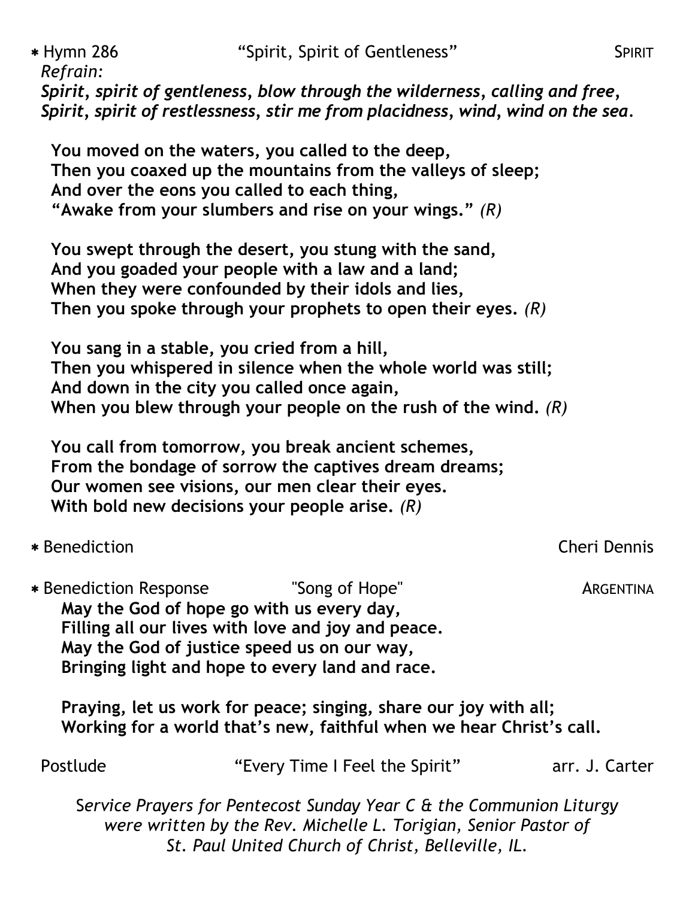\* Hymn 286 "Spirit, Spirit of Gentleness" SPIRIT

*Refrain:*

***Spirit, spirit of gentleness, blow through the wilderness, calling and free,***
***Spirit, spirit of restlessness, stir me from placidness, wind, wind on the sea.***

**You moved on the waters, you called to the deep,**
**Then you coaxed up the mountains from the valleys of sleep;**
**And over the eons you called to each thing,**
**"Awake from your slumbers and rise on your wings."** *(R)*

**You swept through the desert, you stung with the sand,**
**And you goaded your people with a law and a land;**
**When they were confounded by their idols and lies,**
**Then you spoke through your prophets to open their eyes.** *(R)*

**You sang in a stable, you cried from a hill,**
**Then you whispered in silence when the whole world was still;**
**And down in the city you called once again,**
**When you blew through your people on the rush of the wind.** *(R)*

**You call from tomorrow, you break ancient schemes,**
**From the bondage of sorrow the captives dream dreams;**
**Our women see visions, our men clear their eyes.**
**With bold new decisions your people arise.** *(R)*

\* Benediction Cheri Dennis

\* Benediction Response "Song of Hope" ARGENTINA

**May the God of hope go with us every day,**
**Filling all our lives with love and joy and peace.**
**May the God of justice speed us on our way,**
**Bringing light and hope to every land and race.**

**Praying, let us work for peace; singing, share our joy with all;**
**Working for a world that's new, faithful when we hear Christ's call.**

Postlude "Every Time I Feel the Spirit" arr. J. Carter

*Service Prayers for Pentecost Sunday Year C & the Communion Liturgy were written by the Rev. Michelle L. Torigian, Senior Pastor of St. Paul United Church of Christ, Belleville, IL.*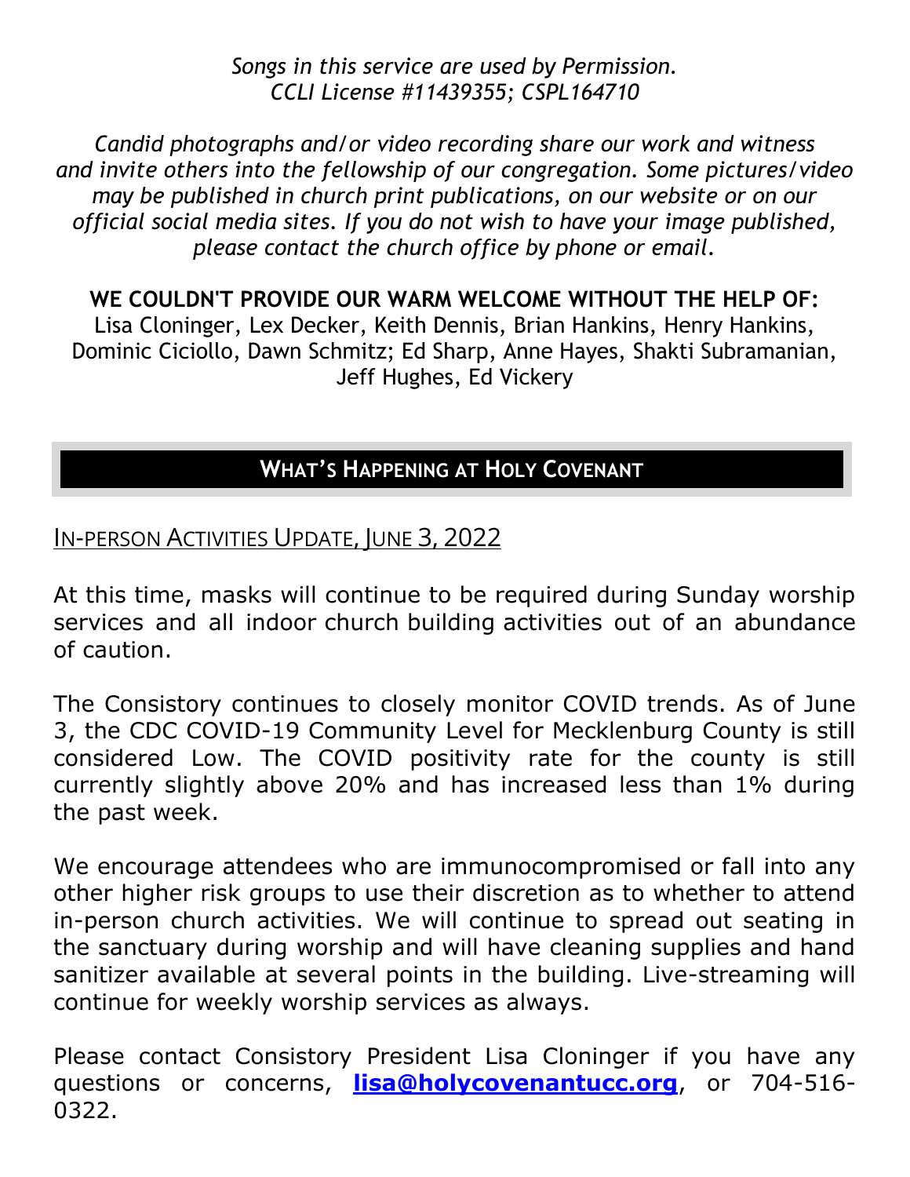*Songs in this service are used by Permission.*
*CCLI License #11439355; CSPL164710*

*Candid photographs and/or video recording share our work and witness and invite others into the fellowship of our congregation. Some pictures/video may be published in church print publications, on our website or on our official social media sites. If you do not wish to have your image published, please contact the church office by phone or email.*

**WE COULDN'T PROVIDE OUR WARM WELCOME WITHOUT THE HELP OF:**
Lisa Cloninger, Lex Decker, Keith Dennis, Brian Hankins, Henry Hankins, Dominic Ciciollo, Dawn Schmitz; Ed Sharp, Anne Hayes, Shakti Subramanian, Jeff Hughes, Ed Vickery

## WHAT'S HAPPENING AT HOLY COVENANT

### IN-PERSON ACTIVITIES UPDATE, JUNE 3, 2022

At this time, masks will continue to be required during Sunday worship services and all indoor church building activities out of an abundance of caution.

The Consistory continues to closely monitor COVID trends. As of June 3, the CDC COVID-19 Community Level for Mecklenburg County is still considered Low. The COVID positivity rate for the county is still currently slightly above 20% and has increased less than 1% during the past week.

We encourage attendees who are immunocompromised or fall into any other higher risk groups to use their discretion as to whether to attend in-person church activities. We will continue to spread out seating in the sanctuary during worship and will have cleaning supplies and hand sanitizer available at several points in the building. Live-streaming will continue for weekly worship services as always.

Please contact Consistory President Lisa Cloninger if you have any questions or concerns, **lisa@holycovenantucc.org**, or 704-516-0322.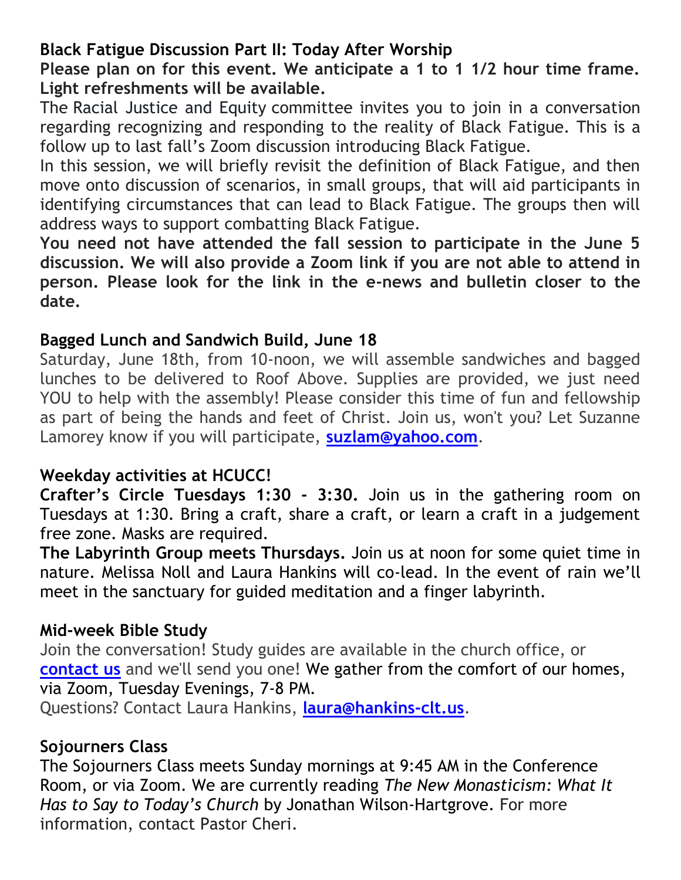**Black Fatigue Discussion Part II: Today After Worship**

**Please plan on for this event. We anticipate a 1 to 1 1/2 hour time frame. Light refreshments will be available.**

The Racial Justice and Equity committee invites you to join in a conversation regarding recognizing and responding to the reality of Black Fatigue. This is a follow up to last fall's Zoom discussion introducing Black Fatigue.

In this session, we will briefly revisit the definition of Black Fatigue, and then move onto discussion of scenarios, in small groups, that will aid participants in identifying circumstances that can lead to Black Fatigue. The groups then will address ways to support combatting Black Fatigue.

**You need not have attended the fall session to participate in the June 5 discussion. We will also provide a Zoom link if you are not able to attend in person. Please look for the link in the e-news and bulletin closer to the date.**

**Bagged Lunch and Sandwich Build, June 18**

Saturday, June 18th, from 10-noon, we will assemble sandwiches and bagged lunches to be delivered to Roof Above. Supplies are provided, we just need YOU to help with the assembly! Please consider this time of fun and fellowship as part of being the hands and feet of Christ. Join us, won't you? Let Suzanne Lamorey know if you will participate, **suzlam@yahoo.com**.

**Weekday activities at HCUCC!**

**Crafter's Circle Tuesdays 1:30 - 3:30.** Join us in the gathering room on Tuesdays at 1:30. Bring a craft, share a craft, or learn a craft in a judgement free zone. Masks are required.

**The Labyrinth Group meets Thursdays.** Join us at noon for some quiet time in nature. Melissa Noll and Laura Hankins will co-lead. In the event of rain we'll meet in the sanctuary for guided meditation and a finger labyrinth.

**Mid-week Bible Study**

Join the conversation! Study guides are available in the church office, or **contact us** and we'll send you one! We gather from the comfort of our homes, via Zoom, Tuesday Evenings, 7-8 PM.

Questions? Contact Laura Hankins, **laura@hankins-clt.us**.

**Sojourners Class**

The Sojourners Class meets Sunday mornings at 9:45 AM in the Conference Room, or via Zoom. We are currently reading *The New Monasticism: What It Has to Say to Today's Church* by Jonathan Wilson-Hartgrove. For more information, contact Pastor Cheri.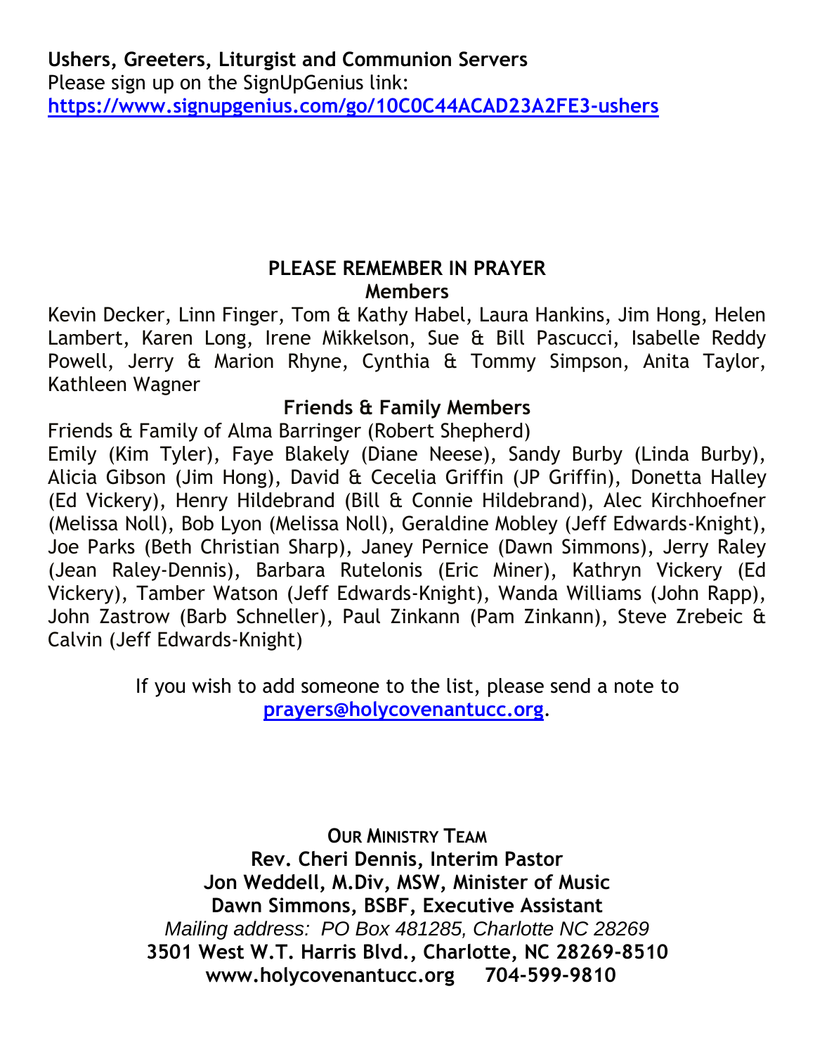**Ushers, Greeters, Liturgist and Communion Servers**
Please sign up on the SignUpGenius link:
[https://www.signupgenius.com/go/10C0C44ACAD23A2FE3-ushers](https://www.signupgenius.com/go/10C0C44ACAD23A2FE3-ushers)

## PLEASE REMEMBER IN PRAYER

### Members

Kevin Decker, Linn Finger, Tom & Kathy Habel, Laura Hankins, Jim Hong, Helen Lambert, Karen Long, Irene Mikkelson, Sue & Bill Pascucci, Isabelle Reddy Powell, Jerry & Marion Rhyne, Cynthia & Tommy Simpson, Anita Taylor, Kathleen Wagner

### Friends & Family Members

Friends & Family of Alma Barringer (Robert Shepherd)
Emily (Kim Tyler), Faye Blakely (Diane Neese), Sandy Burby (Linda Burby), Alicia Gibson (Jim Hong), David & Cecelia Griffin (JP Griffin), Donetta Halley (Ed Vickery), Henry Hildebrand (Bill & Connie Hildebrand), Alec Kirchhoefner (Melissa Noll), Bob Lyon (Melissa Noll), Geraldine Mobley (Jeff Edwards-Knight), Joe Parks (Beth Christian Sharp), Janey Pernice (Dawn Simmons), Jerry Raley (Jean Raley-Dennis), Barbara Rutelonis (Eric Miner), Kathryn Vickery (Ed Vickery), Tamber Watson (Jeff Edwards-Knight), Wanda Williams (John Rapp), John Zastrow (Barb Schneller), Paul Zinkann (Pam Zinkann), Steve Zrebeic & Calvin (Jeff Edwards-Knight)

If you wish to add someone to the list, please send a note to [prayers@holycovenantucc.org](mailto:prayers@holycovenantucc.org).

**OUR MINISTRY TEAM**
**Rev. Cheri Dennis, Interim Pastor**
**Jon Weddell, M.Div, MSW, Minister of Music**
**Dawn Simmons, BSBF, Executive Assistant**
*Mailing address: PO Box 481285, Charlotte NC 28269*
**3501 West W.T. Harris Blvd., Charlotte, NC 28269-8510**
**www.holycovenantucc.org 704-599-9810**